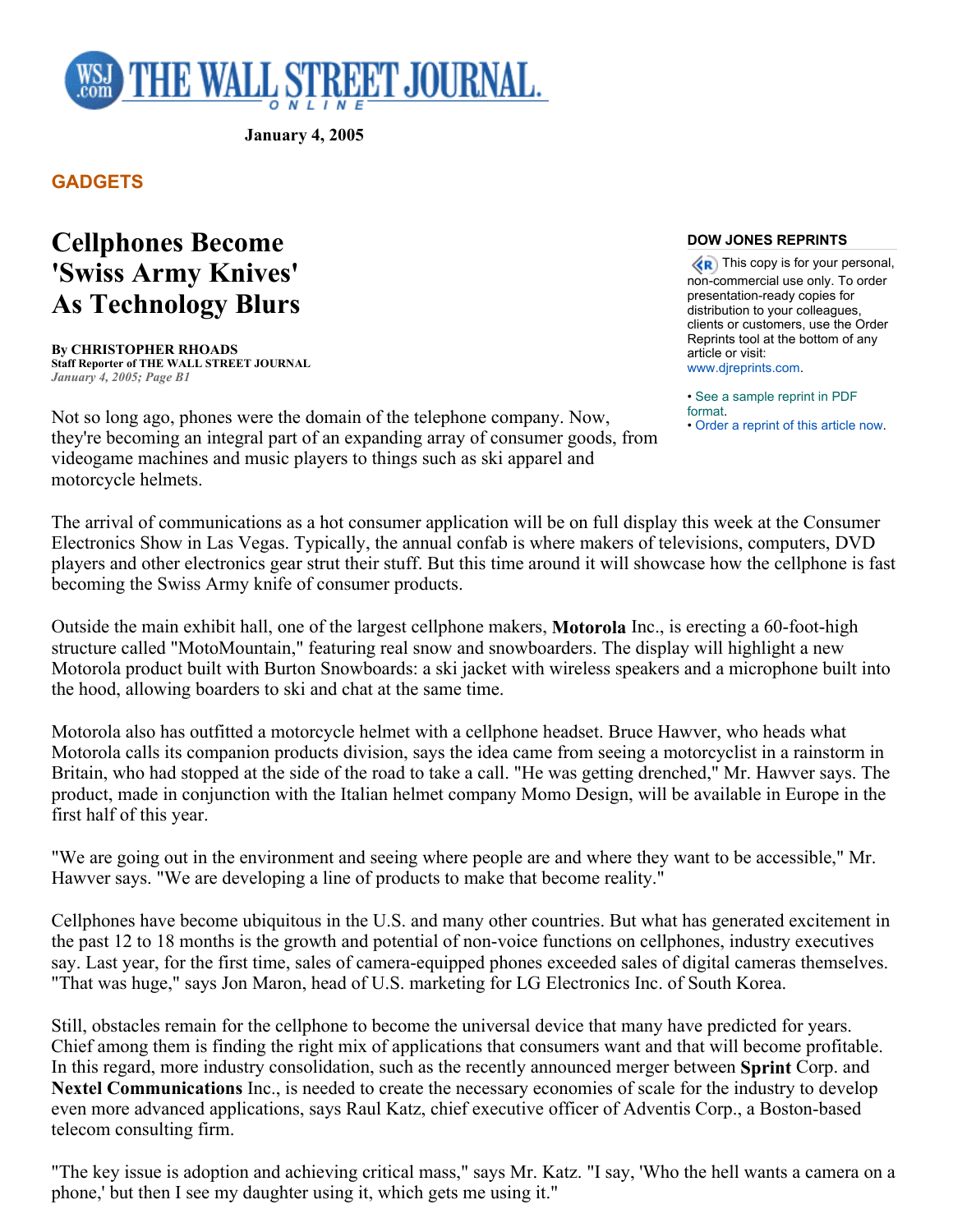January 4, 2005

**GADGETS**

# Cellphones Become 'Swiss Army Knives' As Technology Blurs

**By CHRISTOPHER RHOADS**
**Staff Reporter of THE WALL STREET JOURNAL**
*January 4, 2005; Page B1*

**DOW JONES REPRINTS**

This copy is for your personal, non-commercial use only. To order presentation-ready copies for distribution to your colleagues, clients or customers, use the Order Reprints tool at the bottom of any article or visit: www.djreprints.com.

- See a sample reprint in PDF format.
- Order a reprint of this article now.

Not so long ago, phones were the domain of the telephone company. Now, they're becoming an integral part of an expanding array of consumer goods, from videogame machines and music players to things such as ski apparel and motorcycle helmets.

The arrival of communications as a hot consumer application will be on full display this week at the Consumer Electronics Show in Las Vegas. Typically, the annual confab is where makers of televisions, computers, DVD players and other electronics gear strut their stuff. But this time around it will showcase how the cellphone is fast becoming the Swiss Army knife of consumer products.

Outside the main exhibit hall, one of the largest cellphone makers, **Motorola** Inc., is erecting a 60-foot-high structure called "MotoMountain," featuring real snow and snowboarders. The display will highlight a new Motorola product built with Burton Snowboards: a ski jacket with wireless speakers and a microphone built into the hood, allowing boarders to ski and chat at the same time.

Motorola also has outfitted a motorcycle helmet with a cellphone headset. Bruce Hawver, who heads what Motorola calls its companion products division, says the idea came from seeing a motorcyclist in a rainstorm in Britain, who had stopped at the side of the road to take a call. "He was getting drenched," Mr. Hawver says. The product, made in conjunction with the Italian helmet company Momo Design, will be available in Europe in the first half of this year.

"We are going out in the environment and seeing where people are and where they want to be accessible," Mr. Hawver says. "We are developing a line of products to make that become reality."

Cellphones have become ubiquitous in the U.S. and many other countries. But what has generated excitement in the past 12 to 18 months is the growth and potential of non-voice functions on cellphones, industry executives say. Last year, for the first time, sales of camera-equipped phones exceeded sales of digital cameras themselves. "That was huge," says Jon Maron, head of U.S. marketing for LG Electronics Inc. of South Korea.

Still, obstacles remain for the cellphone to become the universal device that many have predicted for years. Chief among them is finding the right mix of applications that consumers want and that will become profitable. In this regard, more industry consolidation, such as the recently announced merger between **Sprint** Corp. and **Nextel Communications** Inc., is needed to create the necessary economies of scale for the industry to develop even more advanced applications, says Raul Katz, chief executive officer of Adventis Corp., a Boston-based telecom consulting firm.

"The key issue is adoption and achieving critical mass," says Mr. Katz. "I say, 'Who the hell wants a camera on a phone,' but then I see my daughter using it, which gets me using it."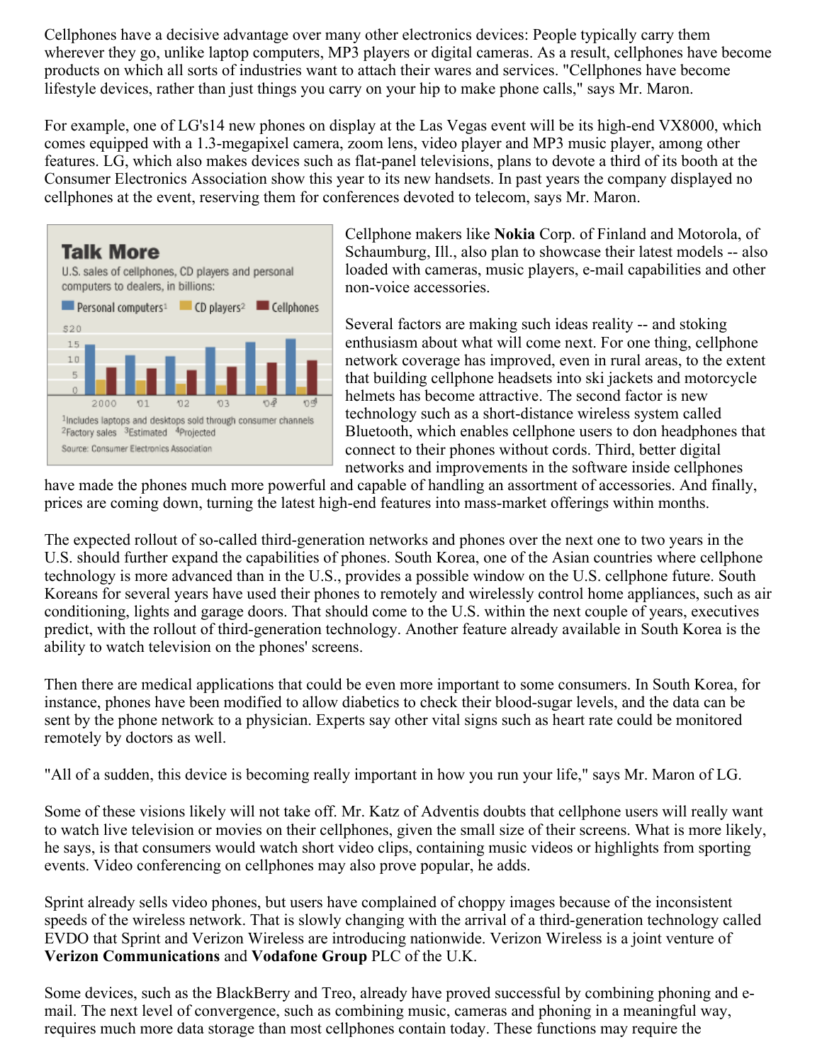Cellphones have a decisive advantage over many other electronics devices: People typically carry them wherever they go, unlike laptop computers, MP3 players or digital cameras. As a result, cellphones have become products on which all sorts of industries want to attach their wares and services. "Cellphones have become lifestyle devices, rather than just things you carry on your hip to make phone calls," says Mr. Maron.

For example, one of LG's14 new phones on display at the Las Vegas event will be its high-end VX8000, which comes equipped with a 1.3-megapixel camera, zoom lens, video player and MP3 music player, among other features. LG, which also makes devices such as flat-panel televisions, plans to devote a third of its booth at the Consumer Electronics Association show this year to its new handsets. In past years the company displayed no cellphones at the event, reserving them for conferences devoted to telecom, says Mr. Maron.

**Talk More**

U.S. sales of cellphones, CD players and personal computers to dealers, in billions:

Personal computers[1] | CD players[2] | Cellphones

[1]Includes laptops and desktops sold through consumer channels
[2]Factory sales [3]Estimated [4]Projected

Source: Consumer Electronics Association

Cellphone makers like **Nokia** Corp. of Finland and Motorola, of Schaumburg, Ill., also plan to showcase their latest models -- also loaded with cameras, music players, e-mail capabilities and other non-voice accessories.

Several factors are making such ideas reality -- and stoking enthusiasm about what will come next. For one thing, cellphone network coverage has improved, even in rural areas, to the extent that building cellphone headsets into ski jackets and motorcycle helmets has become attractive. The second factor is new technology such as a short-distance wireless system called Bluetooth, which enables cellphone users to don headphones that connect to their phones without cords. Third, better digital networks and improvements in the software inside cellphones have made the phones much more powerful and capable of handling an assortment of accessories. And finally, prices are coming down, turning the latest high-end features into mass-market offerings within months.

The expected rollout of so-called third-generation networks and phones over the next one to two years in the U.S. should further expand the capabilities of phones. South Korea, one of the Asian countries where cellphone technology is more advanced than in the U.S., provides a possible window on the U.S. cellphone future. South Koreans for several years have used their phones to remotely and wirelessly control home appliances, such as air conditioning, lights and garage doors. That should come to the U.S. within the next couple of years, executives predict, with the rollout of third-generation technology. Another feature already available in South Korea is the ability to watch television on the phones' screens.

Then there are medical applications that could be even more important to some consumers. In South Korea, for instance, phones have been modified to allow diabetics to check their blood-sugar levels, and the data can be sent by the phone network to a physician. Experts say other vital signs such as heart rate could be monitored remotely by doctors as well.

"All of a sudden, this device is becoming really important in how you run your life," says Mr. Maron of LG.

Some of these visions likely will not take off. Mr. Katz of Adventis doubts that cellphone users will really want to watch live television or movies on their cellphones, given the small size of their screens. What is more likely, he says, is that consumers would watch short video clips, containing music videos or highlights from sporting events. Video conferencing on cellphones may also prove popular, he adds.

Sprint already sells video phones, but users have complained of choppy images because of the inconsistent speeds of the wireless network. That is slowly changing with the arrival of a third-generation technology called EVDO that Sprint and Verizon Wireless are introducing nationwide. Verizon Wireless is a joint venture of **Verizon Communications** and **Vodafone Group** PLC of the U.K.

Some devices, such as the BlackBerry and Treo, already have proved successful by combining phoning and e-mail. The next level of convergence, such as combining music, cameras and phoning in a meaningful way, requires much more data storage than most cellphones contain today. These functions may require the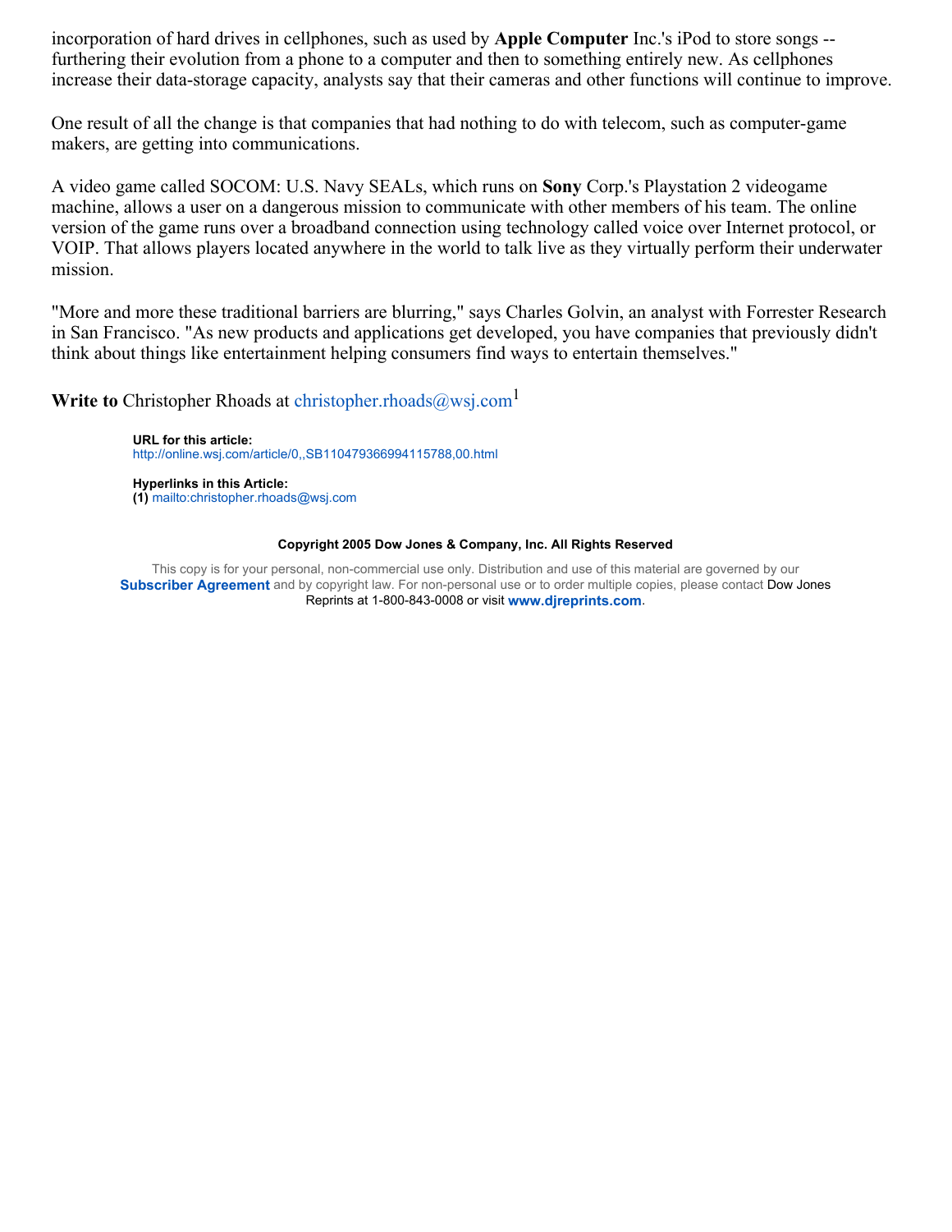incorporation of hard drives in cellphones, such as used by **Apple Computer** Inc.'s iPod to store songs -- furthering their evolution from a phone to a computer and then to something entirely new. As cellphones increase their data-storage capacity, analysts say that their cameras and other functions will continue to improve.

One result of all the change is that companies that had nothing to do with telecom, such as computer-game makers, are getting into communications.

A video game called SOCOM: U.S. Navy SEALs, which runs on **Sony** Corp.'s Playstation 2 videogame machine, allows a user on a dangerous mission to communicate with other members of his team. The online version of the game runs over a broadband connection using technology called voice over Internet protocol, or VOIP. That allows players located anywhere in the world to talk live as they virtually perform their underwater mission.

"More and more these traditional barriers are blurring," says Charles Golvin, an analyst with Forrester Research in San Francisco. "As new products and applications get developed, you have companies that previously didn't think about things like entertainment helping consumers find ways to entertain themselves."

**Write to** Christopher Rhoads at christopher.rhoads@wsj.com[1]

**URL for this article:**
http://online.wsj.com/article/0,,SB110479366994115788,00.html

**Hyperlinks in this Article:**
**(1)** mailto:christopher.rhoads@wsj.com

**Copyright 2005 Dow Jones & Company, Inc. All Rights Reserved**

This copy is for your personal, non-commercial use only. Distribution and use of this material are governed by our **Subscriber Agreement** and by copyright law. For non-personal use or to order multiple copies, please contact Dow Jones Reprints at 1-800-843-0008 or visit **www.djreprints.com**.